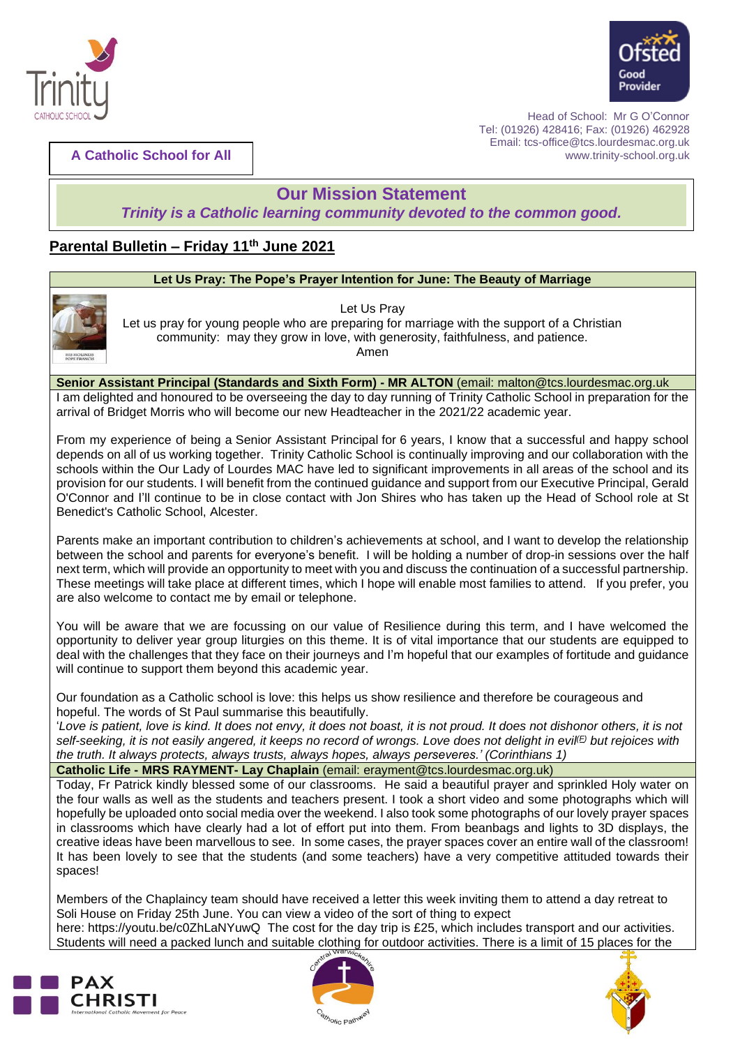Head of School: Mr G O'Connor
Tel: (01926) 428416; Fax: (01926) 462928
Email: tcs-office@tcs.lourdesmac.org.uk
www.trinity-school.org.uk

**A Catholic School for All**

## Our Mission Statement

***Trinity is a Catholic learning community devoted to the common good.***

## Parental Bulletin – Friday 11th June 2021

### Let Us Pray: The Pope's Prayer Intention for June: The Beauty of Marriage

Let Us Pray
Let us pray for young people who are preparing for marriage with the support of a Christian community: may they grow in love, with generosity, faithfulness, and patience.
Amen

### Senior Assistant Principal (Standards and Sixth Form) - MR ALTON (email: malton@tcs.lourdesmac.org.uk

I am delighted and honoured to be overseeing the day to day running of Trinity Catholic School in preparation for the arrival of Bridget Morris who will become our new Headteacher in the 2021/22 academic year.

From my experience of being a Senior Assistant Principal for 6 years, I know that a successful and happy school depends on all of us working together. Trinity Catholic School is continually improving and our collaboration with the schools within the Our Lady of Lourdes MAC have led to significant improvements in all areas of the school and its provision for our students. I will benefit from the continued guidance and support from our Executive Principal, Gerald O'Connor and I'll continue to be in close contact with Jon Shires who has taken up the Head of School role at St Benedict's Catholic School, Alcester.

Parents make an important contribution to children's achievements at school, and I want to develop the relationship between the school and parents for everyone's benefit. I will be holding a number of drop-in sessions over the half next term, which will provide an opportunity to meet with you and discuss the continuation of a successful partnership. These meetings will take place at different times, which I hope will enable most families to attend. If you prefer, you are also welcome to contact me by email or telephone.

You will be aware that we are focussing on our value of Resilience during this term, and I have welcomed the opportunity to deliver year group liturgies on this theme. It is of vital importance that our students are equipped to deal with the challenges that they face on their journeys and I'm hopeful that our examples of fortitude and guidance will continue to support them beyond this academic year.

Our foundation as a Catholic school is love: this helps us show resilience and therefore be courageous and hopeful. The words of St Paul summarise this beautifully.
'*Love is patient, love is kind. It does not envy, it does not boast, it is not proud. It does not dishonor others, it is not self-seeking, it is not easily angered, it keeps no record of wrongs. Love does not delight in evil[E] but rejoices with the truth. It always protects, always trusts, always hopes, always perseveres.' (Corinthians 1)*

### Catholic Life - MRS RAYMENT- Lay Chaplain (email: erayment@tcs.lourdesmac.org.uk)

Today, Fr Patrick kindly blessed some of our classrooms. He said a beautiful prayer and sprinkled Holy water on the four walls as well as the students and teachers present. I took a short video and some photographs which will hopefully be uploaded onto social media over the weekend. I also took some photographs of our lovely prayer spaces in classrooms which have clearly had a lot of effort put into them. From beanbags and lights to 3D displays, the creative ideas have been marvellous to see. In some cases, the prayer spaces cover an entire wall of the classroom! It has been lovely to see that the students (and some teachers) have a very competitive attituded towards their spaces!

Members of the Chaplaincy team should have received a letter this week inviting them to attend a day retreat to Soli House on Friday 25th June. You can view a video of the sort of thing to expect here: https://youtu.be/c0ZhLaNYuwQ The cost for the day trip is £25, which includes transport and our activities. Students will need a packed lunch and suitable clothing for outdoor activities. There is a limit of 15 places for the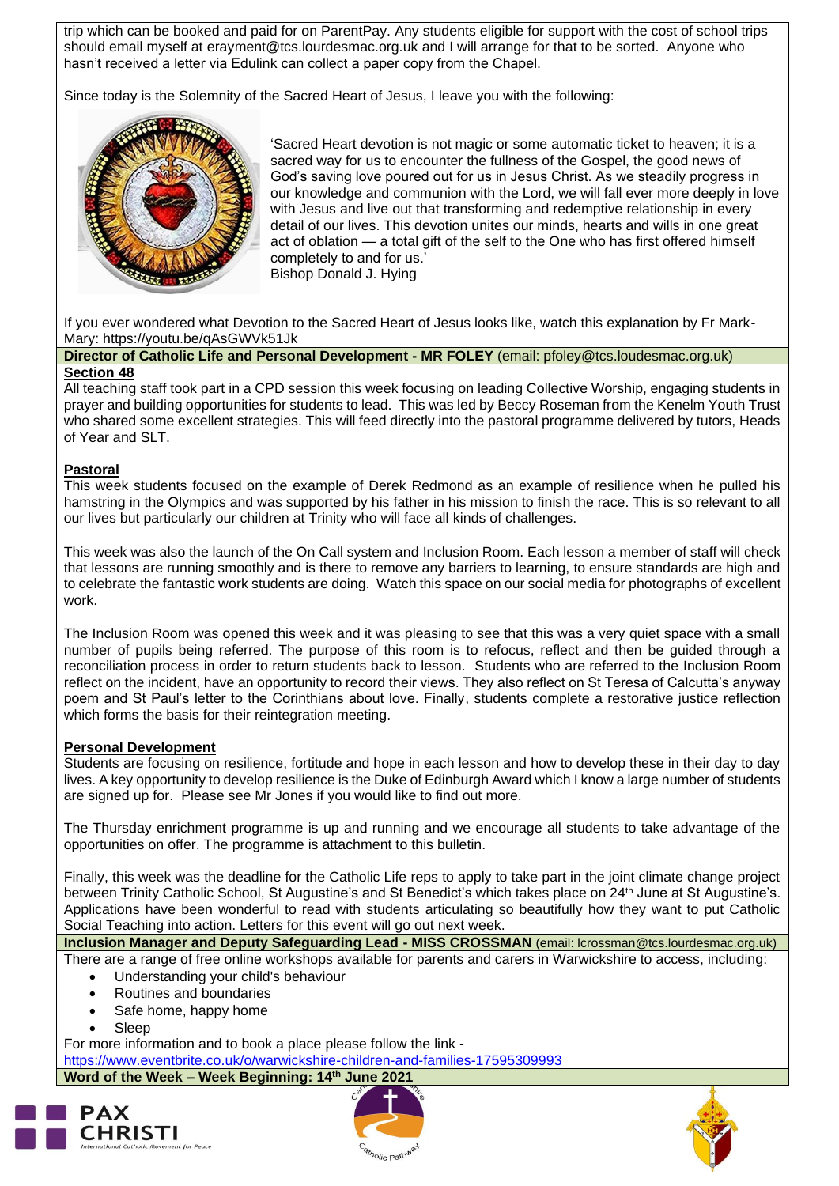trip which can be booked and paid for on ParentPay. Any students eligible for support with the cost of school trips should email myself at erayment@tcs.lourdesmac.org.uk and I will arrange for that to be sorted. Anyone who hasn't received a letter via Edulink can collect a paper copy from the Chapel.

Since today is the Solemnity of the Sacred Heart of Jesus, I leave you with the following:

'Sacred Heart devotion is not magic or some automatic ticket to heaven; it is a sacred way for us to encounter the fullness of the Gospel, the good news of God's saving love poured out for us in Jesus Christ. As we steadily progress in our knowledge and communion with the Lord, we will fall ever more deeply in love with Jesus and live out that transforming and redemptive relationship in every detail of our lives. This devotion unites our minds, hearts and wills in one great act of oblation — a total gift of the self to the One who has first offered himself completely to and for us.'
Bishop Donald J. Hying

If you ever wondered what Devotion to the Sacred Heart of Jesus looks like, watch this explanation by Fr Mark-Mary: https://youtu.be/qAsGWVk51Jk

**Director of Catholic Life and Personal Development - MR FOLEY** (email: pfoley@tcs.loudesmac.org.uk)

**Section 48**

All teaching staff took part in a CPD session this week focusing on leading Collective Worship, engaging students in prayer and building opportunities for students to lead. This was led by Beccy Roseman from the Kenelm Youth Trust who shared some excellent strategies. This will feed directly into the pastoral programme delivered by tutors, Heads of Year and SLT.

**Pastoral**

This week students focused on the example of Derek Redmond as an example of resilience when he pulled his hamstring in the Olympics and was supported by his father in his mission to finish the race. This is so relevant to all our lives but particularly our children at Trinity who will face all kinds of challenges.

This week was also the launch of the On Call system and Inclusion Room. Each lesson a member of staff will check that lessons are running smoothly and is there to remove any barriers to learning, to ensure standards are high and to celebrate the fantastic work students are doing. Watch this space on our social media for photographs of excellent work.

The Inclusion Room was opened this week and it was pleasing to see that this was a very quiet space with a small number of pupils being referred. The purpose of this room is to refocus, reflect and then be guided through a reconciliation process in order to return students back to lesson. Students who are referred to the Inclusion Room reflect on the incident, have an opportunity to record their views. They also reflect on St Teresa of Calcutta's anyway poem and St Paul's letter to the Corinthians about love. Finally, students complete a restorative justice reflection which forms the basis for their reintegration meeting.

**Personal Development**

Students are focusing on resilience, fortitude and hope in each lesson and how to develop these in their day to day lives. A key opportunity to develop resilience is the Duke of Edinburgh Award which I know a large number of students are signed up for. Please see Mr Jones if you would like to find out more.

The Thursday enrichment programme is up and running and we encourage all students to take advantage of the opportunities on offer. The programme is attachment to this bulletin.

Finally, this week was the deadline for the Catholic Life reps to apply to take part in the joint climate change project between Trinity Catholic School, St Augustine's and St Benedict's which takes place on 24th June at St Augustine's. Applications have been wonderful to read with students articulating so beautifully how they want to put Catholic Social Teaching into action. Letters for this event will go out next week.

**Inclusion Manager and Deputy Safeguarding Lead - MISS CROSSMAN** (email: lcrossman@tcs.lourdesmac.org.uk)

There are a range of free online workshops available for parents and carers in Warwickshire to access, including:

- Understanding your child's behaviour
- Routines and boundaries
- Safe home, happy home
- Sleep

For more information and to book a place please follow the link - https://www.eventbrite.co.uk/o/warwickshire-children-and-families-17595309993

**Word of the Week – Week Beginning: 14th June 2021**

PAX CHRISTI
International Catholic Movement for Peace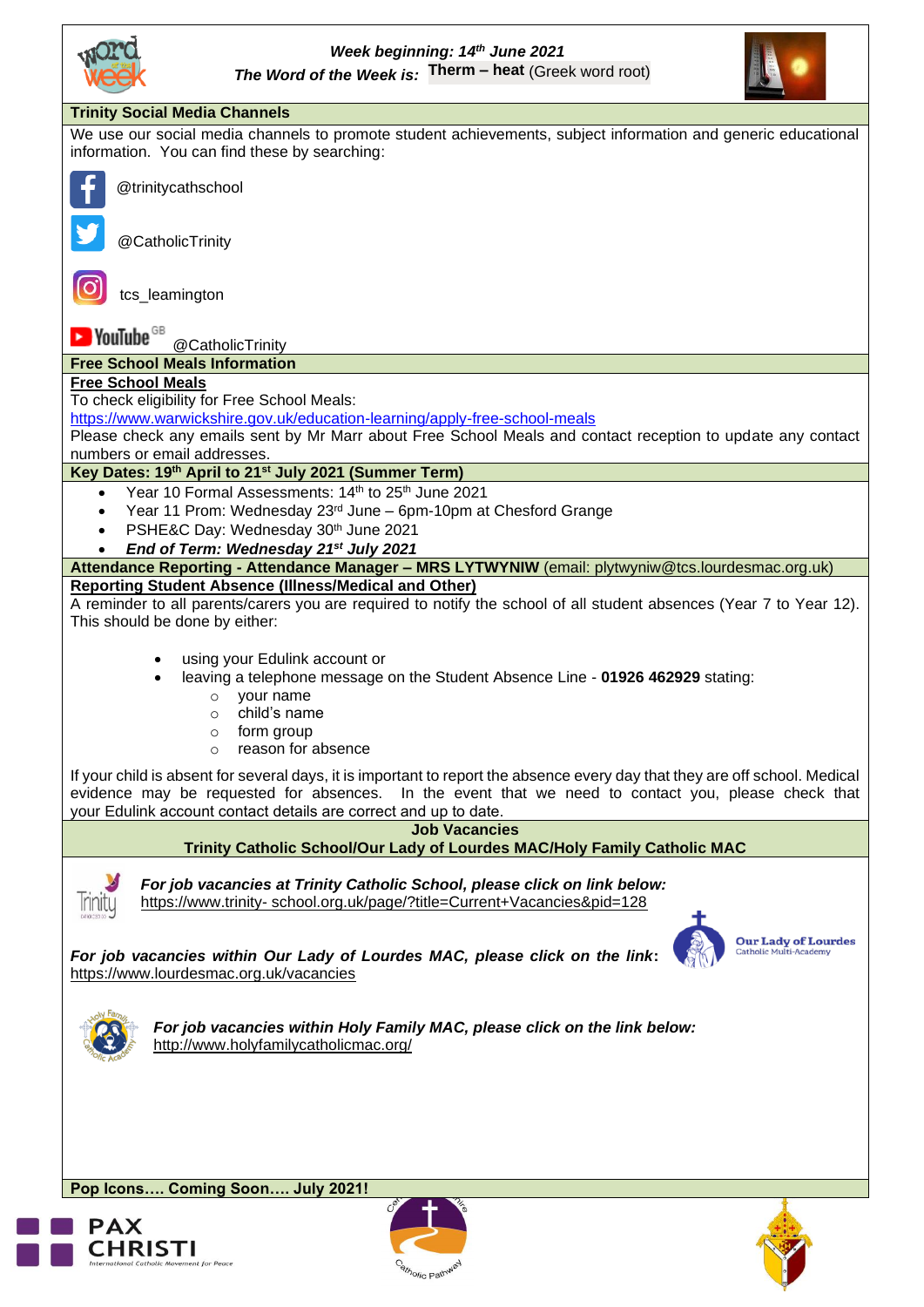*Week beginning: 14th June 2021*

*The Word of the Week is:* **Therm – heat** (Greek word root)

## Trinity Social Media Channels

We use our social media channels to promote student achievements, subject information and generic educational information. You can find these by searching:

- Facebook: @trinitycathschool
- Twitter: @CatholicTrinity
- Instagram: tcs_leamington
- YouTube: @CatholicTrinity

## Free School Meals Information

**Free School Meals**

To check eligibility for Free School Meals:

https://www.warwickshire.gov.uk/education-learning/apply-free-school-meals

Please check any emails sent by Mr Marr about Free School Meals and contact reception to update any contact numbers or email addresses.

## Key Dates: 19th April to 21st July 2021 (Summer Term)

- Year 10 Formal Assessments: 14th to 25th June 2021
- Year 11 Prom: Wednesday 23rd June – 6pm-10pm at Chesford Grange
- PSHE&C Day: Wednesday 30th June 2021
- ***End of Term: Wednesday 21st July 2021***

## Attendance Reporting - Attendance Manager – MRS LYTWYNIW (email: plytwyniw@tcs.lourdesmac.org.uk)

**Reporting Student Absence (Illness/Medical and Other)**

A reminder to all parents/carers you are required to notify the school of all student absences (Year 7 to Year 12). This should be done by either:

- using your Edulink account or
- leaving a telephone message on the Student Absence Line - **01926 462929** stating:
    - your name
    - child's name
    - form group
    - reason for absence

If your child is absent for several days, it is important to report the absence every day that they are off school. Medical evidence may be requested for absences. In the event that we need to contact you, please check that your Edulink account contact details are correct and up to date.

## Job Vacancies
## Trinity Catholic School/Our Lady of Lourdes MAC/Holy Family Catholic MAC

***For job vacancies at Trinity Catholic School, please click on link below:***
https://www.trinity- school.org.uk/page/?title=Current+Vacancies&pid=128

***For job vacancies within Our Lady of Lourdes MAC, please click on the link:***
https://www.lourdesmac.org.uk/vacancies

***For job vacancies within Holy Family MAC, please click on the link below:***
http://www.holyfamilycatholicmac.org/

## Pop Icons…. Coming Soon…. July 2021!

PAX CHRISTI
International Catholic Movement for Peace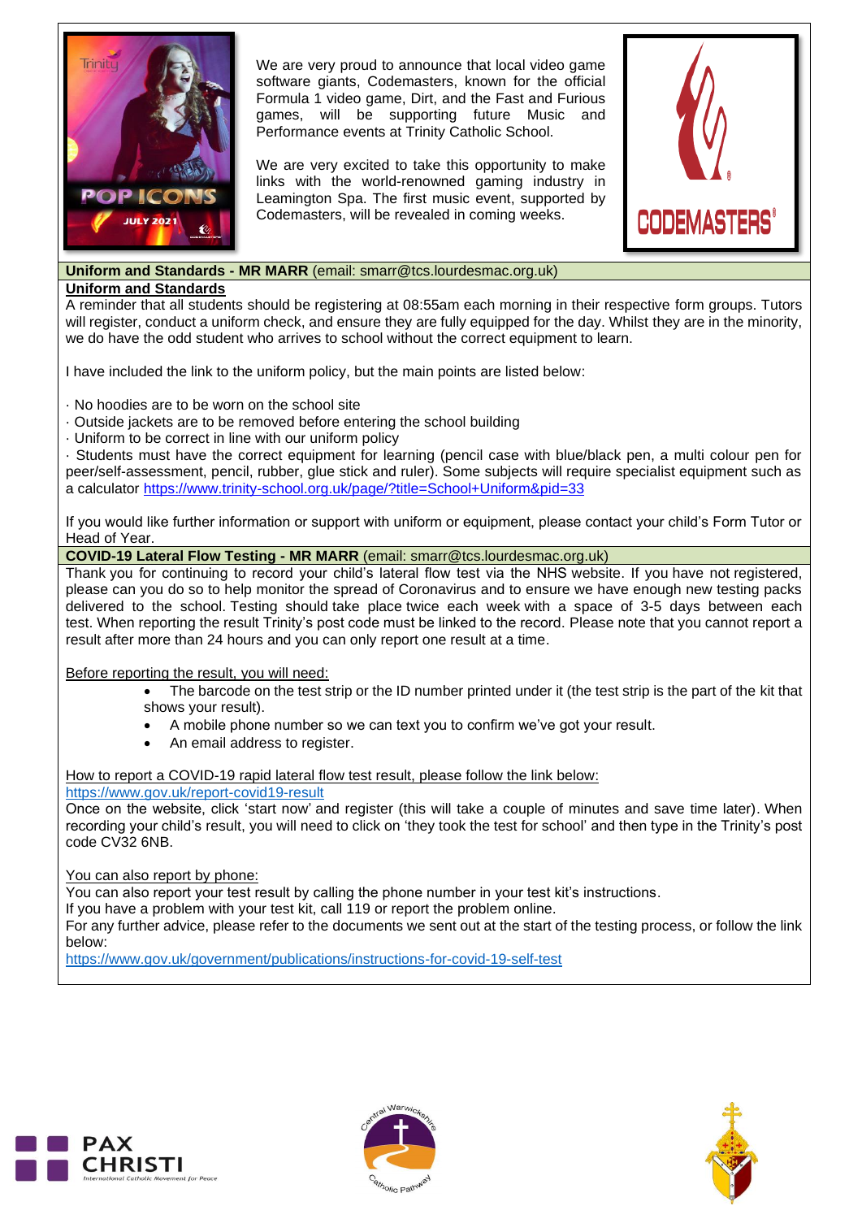We are very proud to announce that local video game software giants, Codemasters, known for the official Formula 1 video game, Dirt, and the Fast and Furious games, will be supporting future Music and Performance events at Trinity Catholic School.

We are very excited to take this opportunity to make links with the world-renowned gaming industry in Leamington Spa. The first music event, supported by Codemasters, will be revealed in coming weeks.

## **Uniform and Standards - MR MARR** (email: smarr@tcs.lourdesmac.org.uk)

**Uniform and Standards**

A reminder that all students should be registering at 08:55am each morning in their respective form groups. Tutors will register, conduct a uniform check, and ensure they are fully equipped for the day. Whilst they are in the minority, we do have the odd student who arrives to school without the correct equipment to learn.

I have included the link to the uniform policy, but the main points are listed below:

- No hoodies are to be worn on the school site
- Outside jackets are to be removed before entering the school building
- Uniform to be correct in line with our uniform policy
- Students must have the correct equipment for learning (pencil case with blue/black pen, a multi colour pen for peer/self-assessment, pencil, rubber, glue stick and ruler). Some subjects will require specialist equipment such as a calculator https://www.trinity-school.org.uk/page/?title=School+Uniform&pid=33

If you would like further information or support with uniform or equipment, please contact your child's Form Tutor or Head of Year.

## **COVID-19 Lateral Flow Testing - MR MARR** (email: smarr@tcs.lourdesmac.org.uk)

Thank you for continuing to record your child's lateral flow test via the NHS website. If you have not registered, please can you do so to help monitor the spread of Coronavirus and to ensure we have enough new testing packs delivered to the school. Testing should take place twice each week with a space of 3-5 days between each test. When reporting the result Trinity's post code must be linked to the record. Please note that you cannot report a result after more than 24 hours and you can only report one result at a time.

Before reporting the result, you will need:

- The barcode on the test strip or the ID number printed under it (the test strip is the part of the kit that shows your result).
- A mobile phone number so we can text you to confirm we've got your result.
- An email address to register.

How to report a COVID-19 rapid lateral flow test result, please follow the link below:
https://www.gov.uk/report-covid19-result
Once on the website, click 'start now' and register (this will take a couple of minutes and save time later). When recording your child's result, you will need to click on 'they took the test for school' and then type in the Trinity's post code CV32 6NB.

You can also report by phone:
You can also report your test result by calling the phone number in your test kit's instructions.
If you have a problem with your test kit, call 119 or report the problem online.
For any further advice, please refer to the documents we sent out at the start of the testing process, or follow the link below:
https://www.gov.uk/government/publications/instructions-for-covid-19-self-test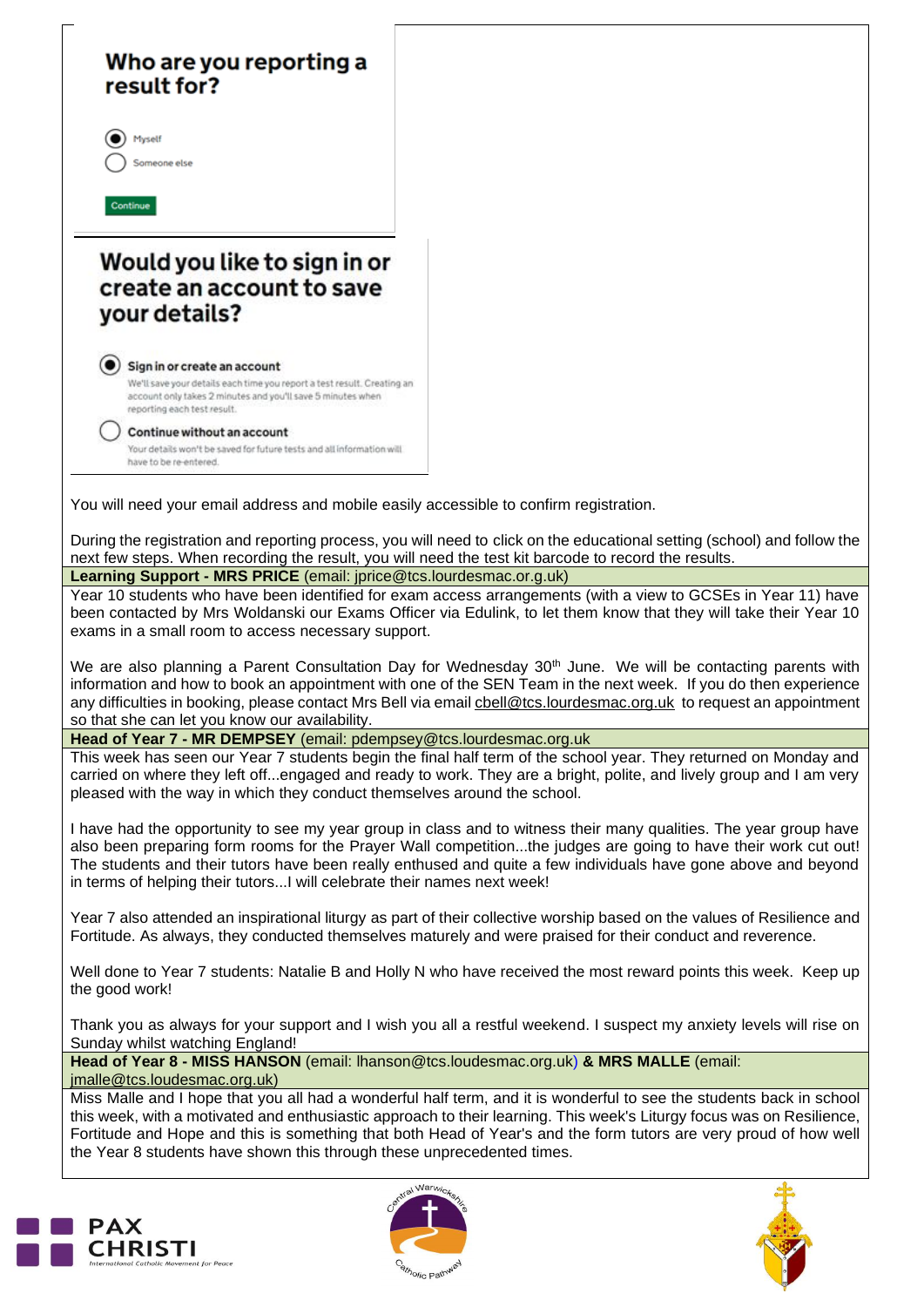**Who are you reporting a result for?**

- Myself
- Someone else

Continue

**Would you like to sign in or create an account to save your details?**

- **Sign in or create an account**
  We'll save your details each time you report a test result. Creating an account only takes 2 minutes and you'll save 5 minutes when reporting each test result.
- **Continue without an account**
  Your details won't be saved for future tests and all information will have to be re-entered.

You will need your email address and mobile easily accessible to confirm registration.

During the registration and reporting process, you will need to click on the educational setting (school) and follow the next few steps. When recording the result, you will need the test kit barcode to record the results.

**Learning Support - MRS PRICE** (email: jprice@tcs.lourdesmac.or.g.uk)

Year 10 students who have been identified for exam access arrangements (with a view to GCSEs in Year 11) have been contacted by Mrs Woldanski our Exams Officer via Edulink, to let them know that they will take their Year 10 exams in a small room to access necessary support.

We are also planning a Parent Consultation Day for Wednesday 30th June. We will be contacting parents with information and how to book an appointment with one of the SEN Team in the next week. If you do then experience any difficulties in booking, please contact Mrs Bell via email cbell@tcs.lourdesmac.org.uk to request an appointment so that she can let you know our availability.

**Head of Year 7 - MR DEMPSEY** (email: pdempsey@tcs.lourdesmac.org.uk

This week has seen our Year 7 students begin the final half term of the school year. They returned on Monday and carried on where they left off...engaged and ready to work. They are a bright, polite, and lively group and I am very pleased with the way in which they conduct themselves around the school.

I have had the opportunity to see my year group in class and to witness their many qualities. The year group have also been preparing form rooms for the Prayer Wall competition...the judges are going to have their work cut out! The students and their tutors have been really enthused and quite a few individuals have gone above and beyond in terms of helping their tutors...I will celebrate their names next week!

Year 7 also attended an inspirational liturgy as part of their collective worship based on the values of Resilience and Fortitude. As always, they conducted themselves maturely and were praised for their conduct and reverence.

Well done to Year 7 students: Natalie B and Holly N who have received the most reward points this week. Keep up the good work!

Thank you as always for your support and I wish you all a restful weekend. I suspect my anxiety levels will rise on Sunday whilst watching England!

**Head of Year 8 - MISS HANSON** (email: lhanson@tcs.loudesmac.org.uk) **& MRS MALLE** (email: jmalle@tcs.loudesmac.org.uk)

Miss Malle and I hope that you all had a wonderful half term, and it is wonderful to see the students back in school this week, with a motivated and enthusiastic approach to their learning. This week's Liturgy focus was on Resilience, Fortitude and Hope and this is something that both Head of Year's and the form tutors are very proud of how well the Year 8 students have shown this through these unprecedented times.

PAX CHRISTI International Catholic Movement for Peace

Central Warwickshire Catholic Pathway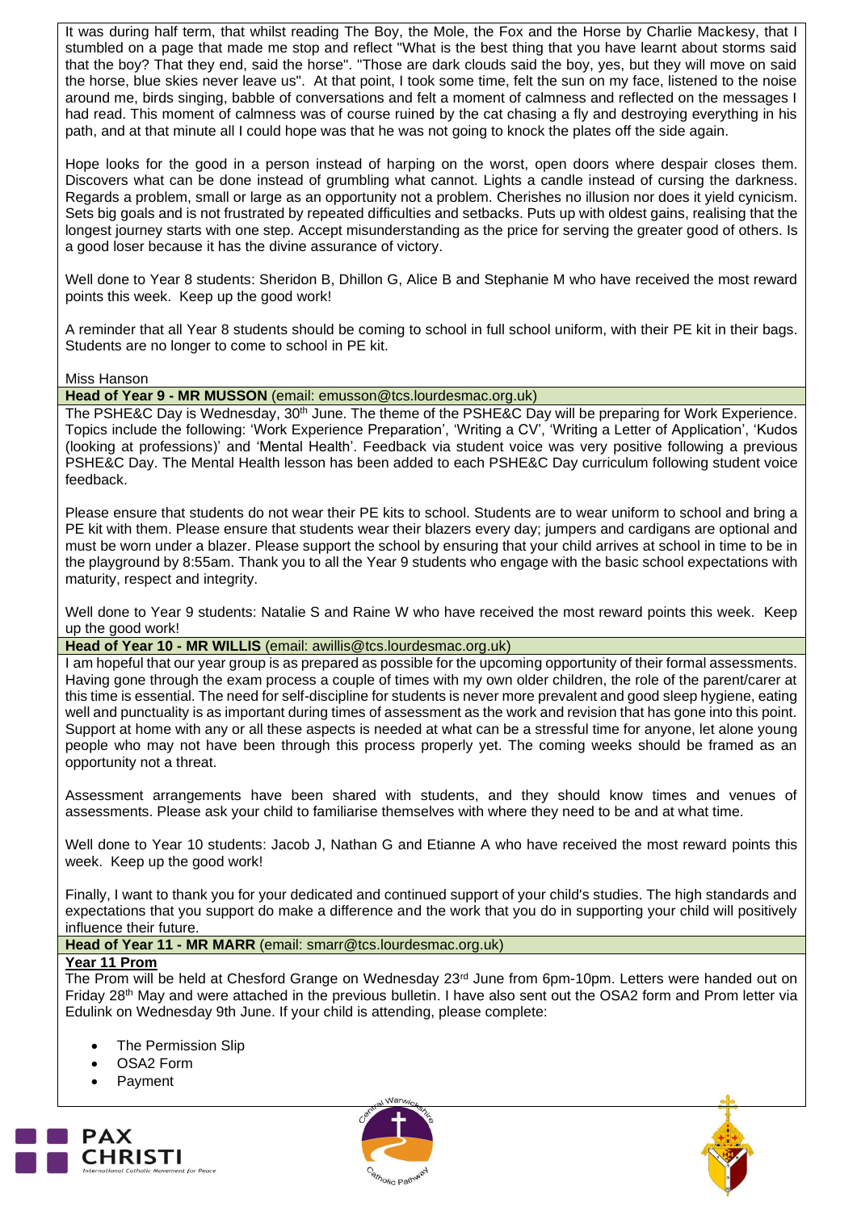It was during half term, that whilst reading The Boy, the Mole, the Fox and the Horse by Charlie Mackesy, that I stumbled on a page that made me stop and reflect "What is the best thing that you have learnt about storms said that the boy? That they end, said the horse". "Those are dark clouds said the boy, yes, but they will move on said the horse, blue skies never leave us". At that point, I took some time, felt the sun on my face, listened to the noise around me, birds singing, babble of conversations and felt a moment of calmness and reflected on the messages I had read. This moment of calmness was of course ruined by the cat chasing a fly and destroying everything in his path, and at that minute all I could hope was that he was not going to knock the plates off the side again.

Hope looks for the good in a person instead of harping on the worst, open doors where despair closes them. Discovers what can be done instead of grumbling what cannot. Lights a candle instead of cursing the darkness. Regards a problem, small or large as an opportunity not a problem. Cherishes no illusion nor does it yield cynicism. Sets big goals and is not frustrated by repeated difficulties and setbacks. Puts up with oldest gains, realising that the longest journey starts with one step. Accept misunderstanding as the price for serving the greater good of others. Is a good loser because it has the divine assurance of victory.

Well done to Year 8 students: Sheridon B, Dhillon G, Alice B and Stephanie M who have received the most reward points this week. Keep up the good work!

A reminder that all Year 8 students should be coming to school in full school uniform, with their PE kit in their bags. Students are no longer to come to school in PE kit.

Miss Hanson

**Head of Year 9 - MR MUSSON** (email: emusson@tcs.lourdesmac.org.uk)

The PSHE&C Day is Wednesday, 30th June. The theme of the PSHE&C Day will be preparing for Work Experience. Topics include the following: 'Work Experience Preparation', 'Writing a CV', 'Writing a Letter of Application', 'Kudos (looking at professions)' and 'Mental Health'. Feedback via student voice was very positive following a previous PSHE&C Day. The Mental Health lesson has been added to each PSHE&C Day curriculum following student voice feedback.

Please ensure that students do not wear their PE kits to school. Students are to wear uniform to school and bring a PE kit with them. Please ensure that students wear their blazers every day; jumpers and cardigans are optional and must be worn under a blazer. Please support the school by ensuring that your child arrives at school in time to be in the playground by 8:55am. Thank you to all the Year 9 students who engage with the basic school expectations with maturity, respect and integrity.

Well done to Year 9 students: Natalie S and Raine W who have received the most reward points this week. Keep up the good work!

**Head of Year 10 - MR WILLIS** (email: awillis@tcs.lourdesmac.org.uk)

I am hopeful that our year group is as prepared as possible for the upcoming opportunity of their formal assessments. Having gone through the exam process a couple of times with my own older children, the role of the parent/carer at this time is essential. The need for self-discipline for students is never more prevalent and good sleep hygiene, eating well and punctuality is as important during times of assessment as the work and revision that has gone into this point. Support at home with any or all these aspects is needed at what can be a stressful time for anyone, let alone young people who may not have been through this process properly yet. The coming weeks should be framed as an opportunity not a threat.

Assessment arrangements have been shared with students, and they should know times and venues of assessments. Please ask your child to familiarise themselves with where they need to be and at what time.

Well done to Year 10 students: Jacob J, Nathan G and Etianne A who have received the most reward points this week. Keep up the good work!

Finally, I want to thank you for your dedicated and continued support of your child's studies. The high standards and expectations that you support do make a difference and the work that you do in supporting your child will positively influence their future.

**Head of Year 11 - MR MARR** (email: smarr@tcs.lourdesmac.org.uk)

**Year 11 Prom**

The Prom will be held at Chesford Grange on Wednesday 23rd June from 6pm-10pm. Letters were handed out on Friday 28th May and were attached in the previous bulletin. I have also sent out the OSA2 form and Prom letter via Edulink on Wednesday 9th June. If your child is attending, please complete:

- The Permission Slip
- OSA2 Form
- Payment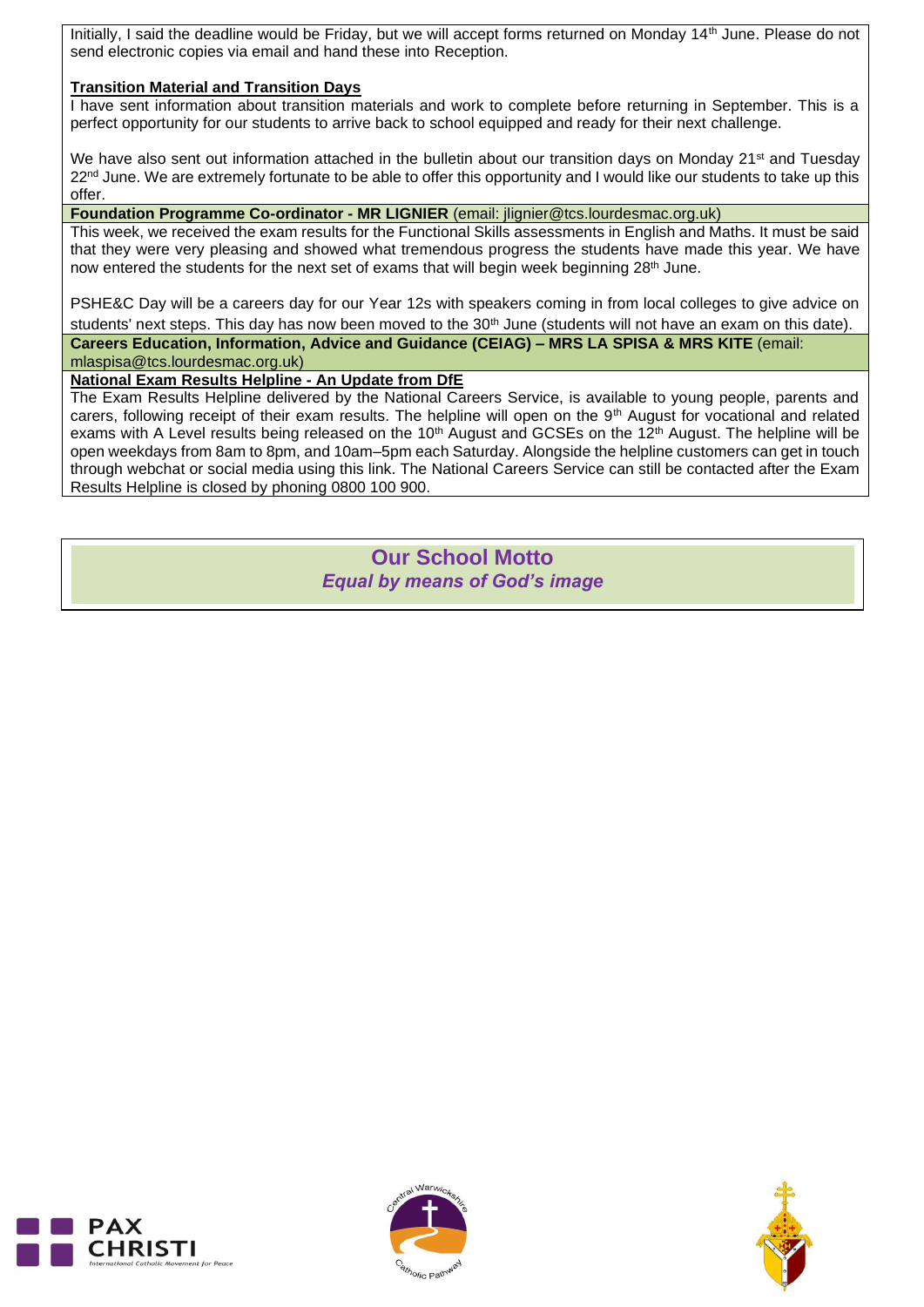Initially, I said the deadline would be Friday, but we will accept forms returned on Monday 14th June. Please do not send electronic copies via email and hand these into Reception.

**Transition Material and Transition Days**

I have sent information about transition materials and work to complete before returning in September. This is a perfect opportunity for our students to arrive back to school equipped and ready for their next challenge.

We have also sent out information attached in the bulletin about our transition days on Monday 21st and Tuesday 22nd June. We are extremely fortunate to be able to offer this opportunity and I would like our students to take up this offer.

**Foundation Programme Co-ordinator - MR LIGNIER** (email: jlignier@tcs.lourdesmac.org.uk)

This week, we received the exam results for the Functional Skills assessments in English and Maths. It must be said that they were very pleasing and showed what tremendous progress the students have made this year. We have now entered the students for the next set of exams that will begin week beginning 28th June.

PSHE&C Day will be a careers day for our Year 12s with speakers coming in from local colleges to give advice on students' next steps. This day has now been moved to the 30th June (students will not have an exam on this date).

**Careers Education, Information, Advice and Guidance (CEIAG) – MRS LA SPISA & MRS KITE** (email: mlaspisa@tcs.lourdesmac.org.uk)

**National Exam Results Helpline - An Update from DfE**

The Exam Results Helpline delivered by the National Careers Service, is available to young people, parents and carers, following receipt of their exam results. The helpline will open on the 9th August for vocational and related exams with A Level results being released on the 10th August and GCSEs on the 12th August. The helpline will be open weekdays from 8am to 8pm, and 10am–5pm each Saturday. Alongside the helpline customers can get in touch through webchat or social media using this link. The National Careers Service can still be contacted after the Exam Results Helpline is closed by phoning 0800 100 900.

**Our School Motto**

***Equal by means of God's image***